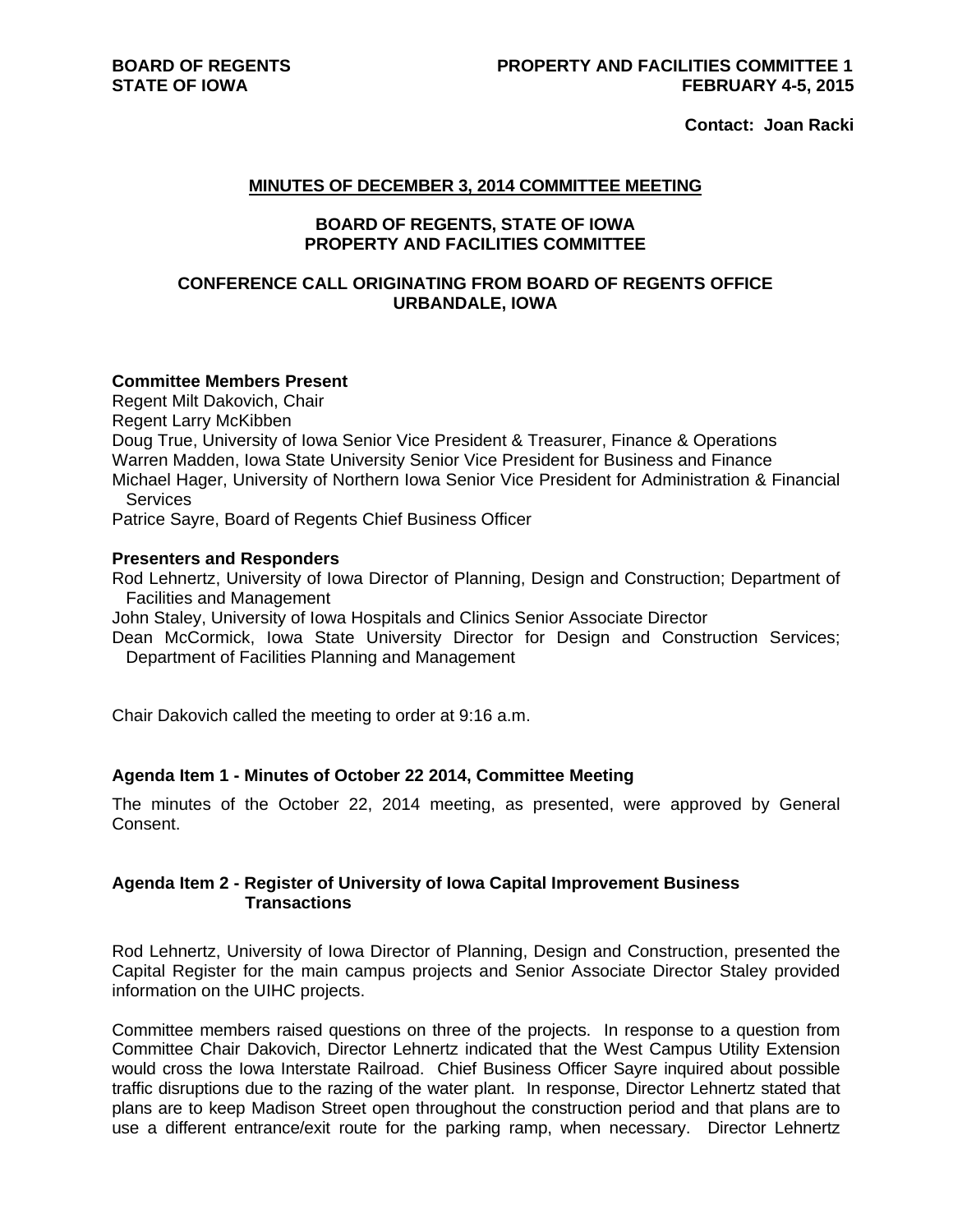**BOARD OF REGENTS**
**STATE OF IOWA**

**PROPERTY AND FACILITIES COMMITTEE 1**
**FEBRUARY 4-5, 2015**

**Contact: Joan Racki**

## MINUTES OF DECEMBER 3, 2014 COMMITTEE MEETING

### BOARD OF REGENTS, STATE OF IOWA
### PROPERTY AND FACILITIES COMMITTEE

### CONFERENCE CALL ORIGINATING FROM BOARD OF REGENTS OFFICE URBANDALE, IOWA

**Committee Members Present**

Regent Milt Dakovich, Chair
Regent Larry McKibben
Doug True, University of Iowa Senior Vice President & Treasurer, Finance & Operations
Warren Madden, Iowa State University Senior Vice President for Business and Finance
Michael Hager, University of Northern Iowa Senior Vice President for Administration & Financial Services
Patrice Sayre, Board of Regents Chief Business Officer

**Presenters and Responders**

Rod Lehnertz, University of Iowa Director of Planning, Design and Construction; Department of Facilities and Management
John Staley, University of Iowa Hospitals and Clinics Senior Associate Director
Dean McCormick, Iowa State University Director for Design and Construction Services; Department of Facilities Planning and Management

Chair Dakovich called the meeting to order at 9:16 a.m.

**Agenda Item 1 - Minutes of October 22 2014, Committee Meeting**

The minutes of the October 22, 2014 meeting, as presented, were approved by General Consent.

**Agenda Item 2 - Register of University of Iowa Capital Improvement Business Transactions**

Rod Lehnertz, University of Iowa Director of Planning, Design and Construction, presented the Capital Register for the main campus projects and Senior Associate Director Staley provided information on the UIHC projects.

Committee members raised questions on three of the projects. In response to a question from Committee Chair Dakovich, Director Lehnertz indicated that the West Campus Utility Extension would cross the Iowa Interstate Railroad. Chief Business Officer Sayre inquired about possible traffic disruptions due to the razing of the water plant. In response, Director Lehnertz stated that plans are to keep Madison Street open throughout the construction period and that plans are to use a different entrance/exit route for the parking ramp, when necessary. Director Lehnertz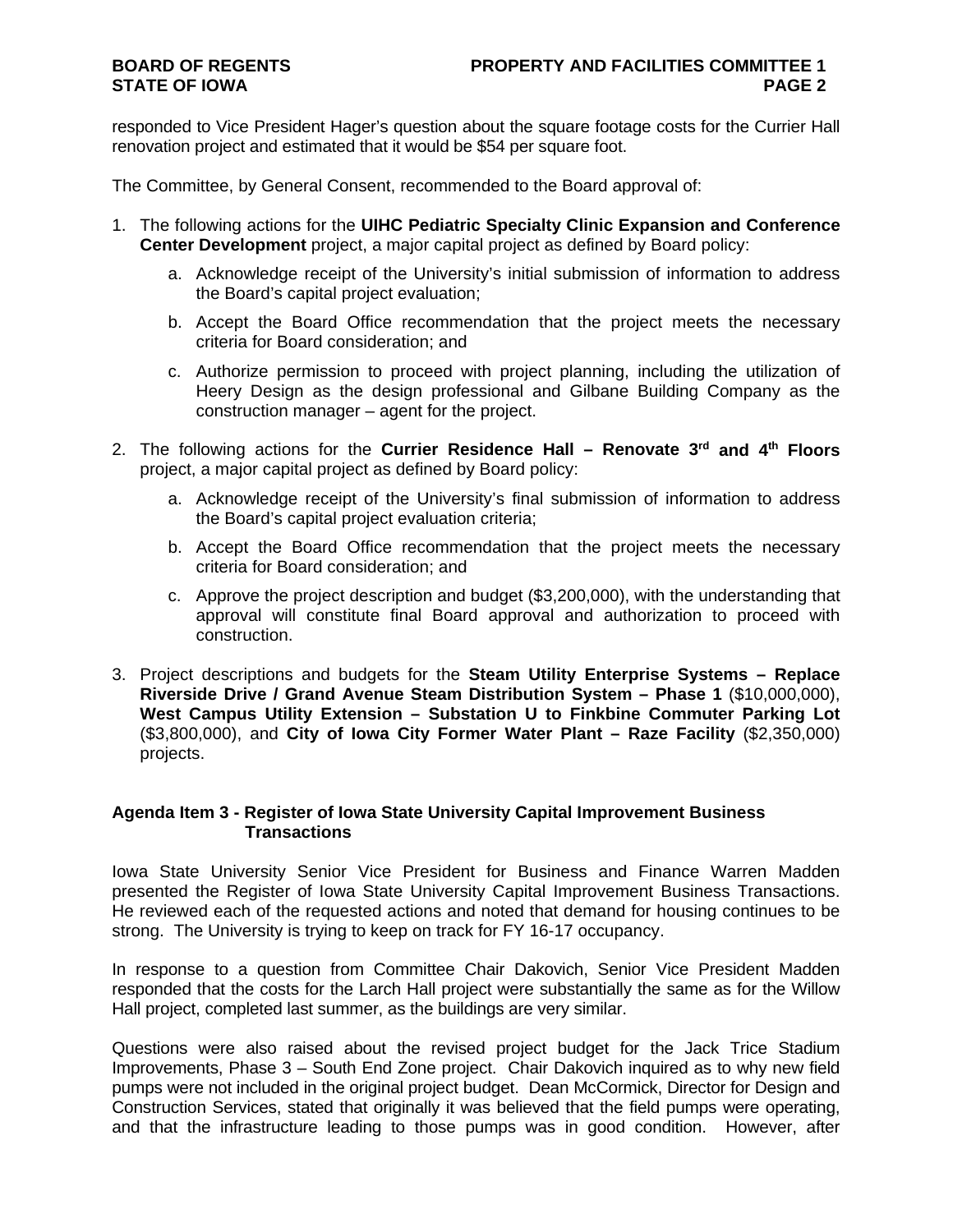responded to Vice President Hager's question about the square footage costs for the Currier Hall renovation project and estimated that it would be $54 per square foot.

The Committee, by General Consent, recommended to the Board approval of:

1. The following actions for the **UIHC Pediatric Specialty Clinic Expansion and Conference Center Development** project, a major capital project as defined by Board policy:

    a. Acknowledge receipt of the University's initial submission of information to address the Board's capital project evaluation;

    b. Accept the Board Office recommendation that the project meets the necessary criteria for Board consideration; and

    c. Authorize permission to proceed with project planning, including the utilization of Heery Design as the design professional and Gilbane Building Company as the construction manager – agent for the project.

2. The following actions for the **Currier Residence Hall – Renovate 3rd and 4th Floors** project, a major capital project as defined by Board policy:

    a. Acknowledge receipt of the University's final submission of information to address the Board's capital project evaluation criteria;

    b. Accept the Board Office recommendation that the project meets the necessary criteria for Board consideration; and

    c. Approve the project description and budget ($3,200,000), with the understanding that approval will constitute final Board approval and authorization to proceed with construction.

3. Project descriptions and budgets for the **Steam Utility Enterprise Systems – Replace Riverside Drive / Grand Avenue Steam Distribution System – Phase 1** ($10,000,000), **West Campus Utility Extension – Substation U to Finkbine Commuter Parking Lot** ($3,800,000), and **City of Iowa City Former Water Plant – Raze Facility** ($2,350,000) projects.

**Agenda Item 3 - Register of Iowa State University Capital Improvement Business Transactions**

Iowa State University Senior Vice President for Business and Finance Warren Madden presented the Register of Iowa State University Capital Improvement Business Transactions. He reviewed each of the requested actions and noted that demand for housing continues to be strong. The University is trying to keep on track for FY 16-17 occupancy.

In response to a question from Committee Chair Dakovich, Senior Vice President Madden responded that the costs for the Larch Hall project were substantially the same as for the Willow Hall project, completed last summer, as the buildings are very similar.

Questions were also raised about the revised project budget for the Jack Trice Stadium Improvements, Phase 3 – South End Zone project. Chair Dakovich inquired as to why new field pumps were not included in the original project budget. Dean McCormick, Director for Design and Construction Services, stated that originally it was believed that the field pumps were operating, and that the infrastructure leading to those pumps was in good condition. However, after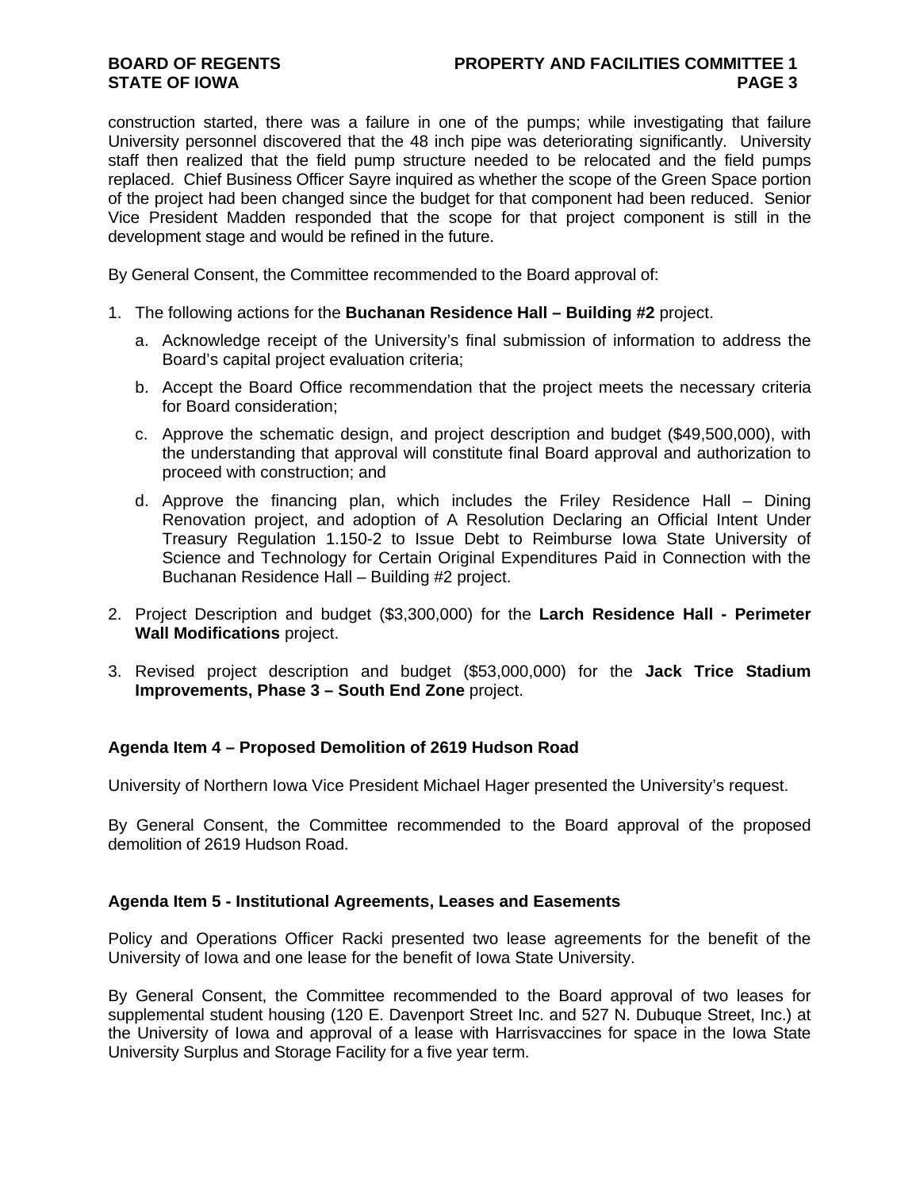construction started, there was a failure in one of the pumps; while investigating that failure University personnel discovered that the 48 inch pipe was deteriorating significantly. University staff then realized that the field pump structure needed to be relocated and the field pumps replaced. Chief Business Officer Sayre inquired as whether the scope of the Green Space portion of the project had been changed since the budget for that component had been reduced. Senior Vice President Madden responded that the scope for that project component is still in the development stage and would be refined in the future.

By General Consent, the Committee recommended to the Board approval of:

1. The following actions for the **Buchanan Residence Hall – Building #2** project.
   a. Acknowledge receipt of the University's final submission of information to address the Board's capital project evaluation criteria;
   b. Accept the Board Office recommendation that the project meets the necessary criteria for Board consideration;
   c. Approve the schematic design, and project description and budget ($49,500,000), with the understanding that approval will constitute final Board approval and authorization to proceed with construction; and
   d. Approve the financing plan, which includes the Friley Residence Hall – Dining Renovation project, and adoption of A Resolution Declaring an Official Intent Under Treasury Regulation 1.150-2 to Issue Debt to Reimburse Iowa State University of Science and Technology for Certain Original Expenditures Paid in Connection with the Buchanan Residence Hall – Building #2 project.
2. Project Description and budget ($3,300,000) for the **Larch Residence Hall - Perimeter Wall Modifications** project.
3. Revised project description and budget ($53,000,000) for the **Jack Trice Stadium Improvements, Phase 3 – South End Zone** project.

### Agenda Item 4 – Proposed Demolition of 2619 Hudson Road

University of Northern Iowa Vice President Michael Hager presented the University's request.

By General Consent, the Committee recommended to the Board approval of the proposed demolition of 2619 Hudson Road.

### Agenda Item 5 - Institutional Agreements, Leases and Easements

Policy and Operations Officer Racki presented two lease agreements for the benefit of the University of Iowa and one lease for the benefit of Iowa State University.

By General Consent, the Committee recommended to the Board approval of two leases for supplemental student housing (120 E. Davenport Street Inc. and 527 N. Dubuque Street, Inc.) at the University of Iowa and approval of a lease with Harrisvaccines for space in the Iowa State University Surplus and Storage Facility for a five year term.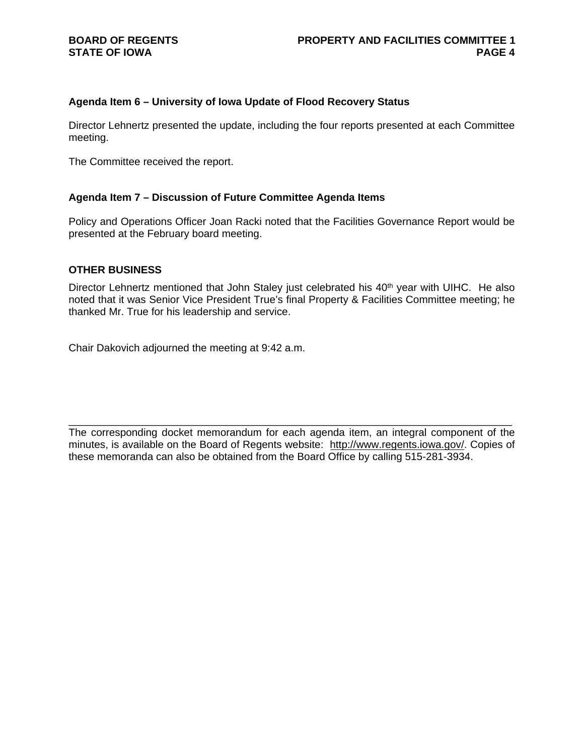**Agenda Item 6 – University of Iowa Update of Flood Recovery Status**

Director Lehnertz presented the update, including the four reports presented at each Committee meeting.

The Committee received the report.

**Agenda Item 7 – Discussion of Future Committee Agenda Items**

Policy and Operations Officer Joan Racki noted that the Facilities Governance Report would be presented at the February board meeting.

**OTHER BUSINESS**

Director Lehnertz mentioned that John Staley just celebrated his 40th year with UIHC. He also noted that it was Senior Vice President True's final Property & Facilities Committee meeting; he thanked Mr. True for his leadership and service.

Chair Dakovich adjourned the meeting at 9:42 a.m.

---

The corresponding docket memorandum for each agenda item, an integral component of the minutes, is available on the Board of Regents website: http://www.regents.iowa.gov/. Copies of these memoranda can also be obtained from the Board Office by calling 515-281-3934.